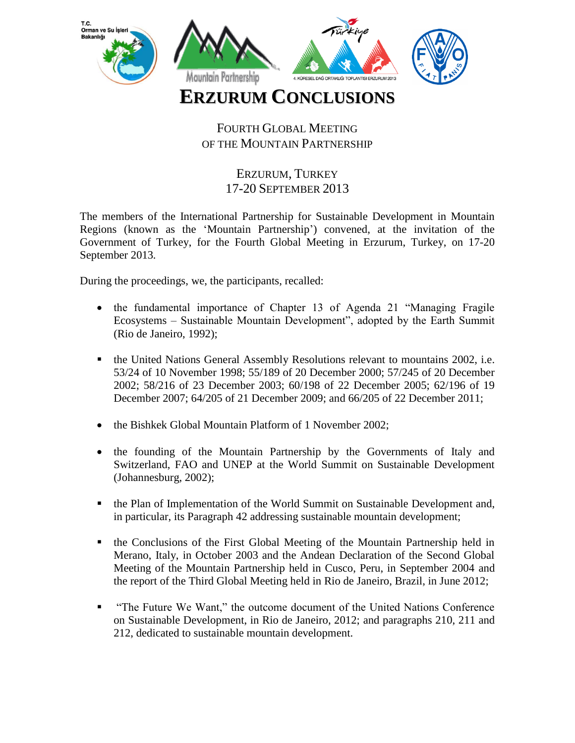# ERZURUM CONCLUSIONS

FOURTH GLOBAL MEETING
OF THE MOUNTAIN PARTNERSHIP

ERZURUM, TURKEY
17-20 SEPTEMBER 2013

The members of the International Partnership for Sustainable Development in Mountain Regions (known as the 'Mountain Partnership') convened, at the invitation of the Government of Turkey, for the Fourth Global Meeting in Erzurum, Turkey, on 17-20 September 2013.

During the proceedings, we, the participants, recalled:

- the fundamental importance of Chapter 13 of Agenda 21 "Managing Fragile Ecosystems – Sustainable Mountain Development", adopted by the Earth Summit (Rio de Janeiro, 1992);
- the United Nations General Assembly Resolutions relevant to mountains 2002, i.e. 53/24 of 10 November 1998; 55/189 of 20 December 2000; 57/245 of 20 December 2002; 58/216 of 23 December 2003; 60/198 of 22 December 2005; 62/196 of 19 December 2007; 64/205 of 21 December 2009; and 66/205 of 22 December 2011;
- the Bishkek Global Mountain Platform of 1 November 2002;
- the founding of the Mountain Partnership by the Governments of Italy and Switzerland, FAO and UNEP at the World Summit on Sustainable Development (Johannesburg, 2002);
- the Plan of Implementation of the World Summit on Sustainable Development and, in particular, its Paragraph 42 addressing sustainable mountain development;
- the Conclusions of the First Global Meeting of the Mountain Partnership held in Merano, Italy, in October 2003 and the Andean Declaration of the Second Global Meeting of the Mountain Partnership held in Cusco, Peru, in September 2004 and the report of the Third Global Meeting held in Rio de Janeiro, Brazil, in June 2012;
- "The Future We Want," the outcome document of the United Nations Conference on Sustainable Development, in Rio de Janeiro, 2012; and paragraphs 210, 211 and 212, dedicated to sustainable mountain development.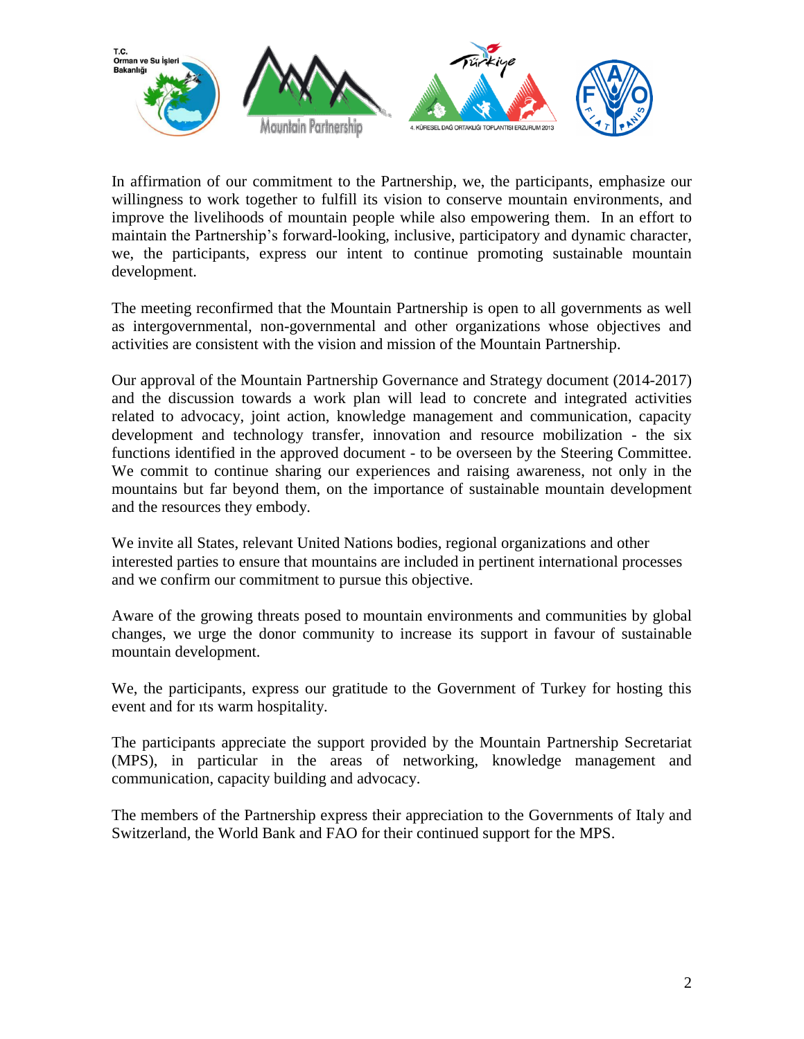In affirmation of our commitment to the Partnership, we, the participants, emphasize our willingness to work together to fulfill its vision to conserve mountain environments, and improve the livelihoods of mountain people while also empowering them. In an effort to maintain the Partnership's forward-looking, inclusive, participatory and dynamic character, we, the participants, express our intent to continue promoting sustainable mountain development.

The meeting reconfirmed that the Mountain Partnership is open to all governments as well as intergovernmental, non-governmental and other organizations whose objectives and activities are consistent with the vision and mission of the Mountain Partnership.

Our approval of the Mountain Partnership Governance and Strategy document (2014-2017) and the discussion towards a work plan will lead to concrete and integrated activities related to advocacy, joint action, knowledge management and communication, capacity development and technology transfer, innovation and resource mobilization - the six functions identified in the approved document - to be overseen by the Steering Committee. We commit to continue sharing our experiences and raising awareness, not only in the mountains but far beyond them, on the importance of sustainable mountain development and the resources they embody.

We invite all States, relevant United Nations bodies, regional organizations and other interested parties to ensure that mountains are included in pertinent international processes and we confirm our commitment to pursue this objective.

Aware of the growing threats posed to mountain environments and communities by global changes, we urge the donor community to increase its support in favour of sustainable mountain development.

We, the participants, express our gratitude to the Government of Turkey for hosting this event and for ıts warm hospitality.

The participants appreciate the support provided by the Mountain Partnership Secretariat (MPS), in particular in the areas of networking, knowledge management and communication, capacity building and advocacy.

The members of the Partnership express their appreciation to the Governments of Italy and Switzerland, the World Bank and FAO for their continued support for the MPS.